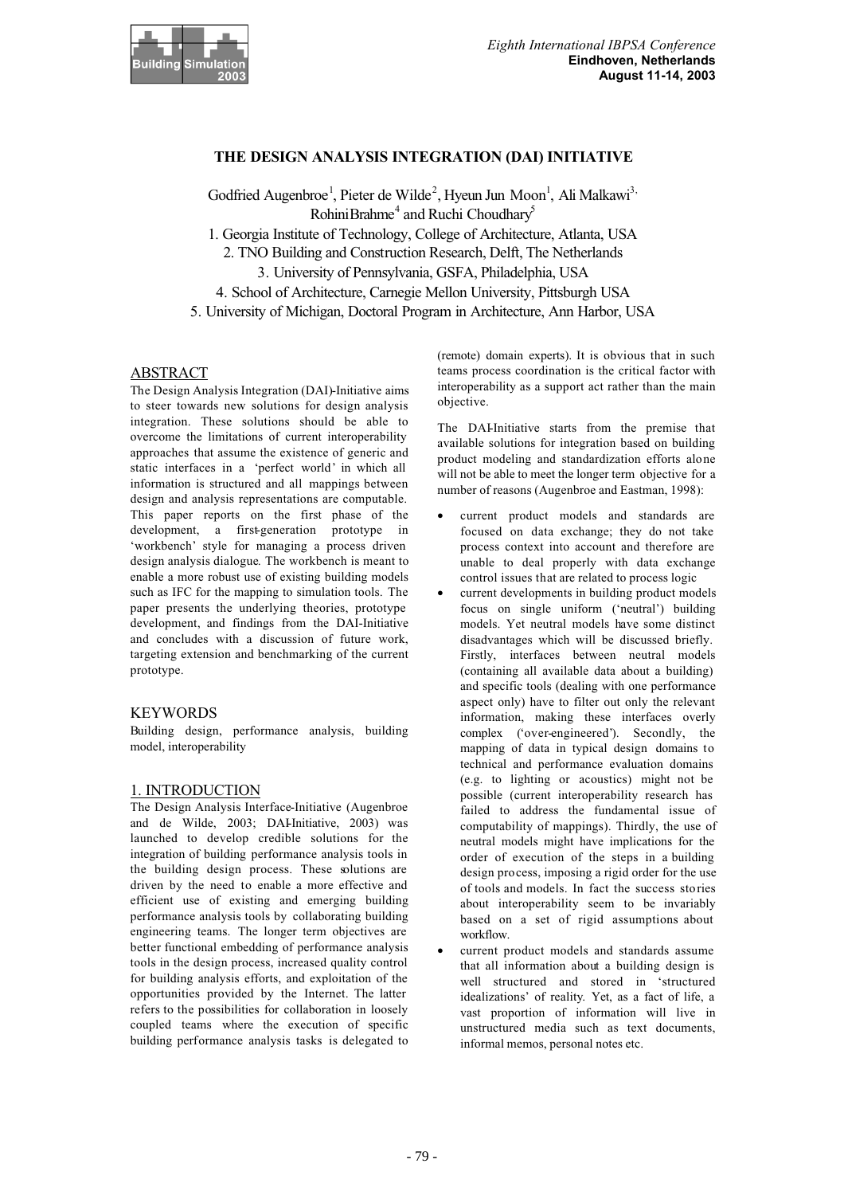# THE DESIGN ANALYSIS INTEGRATION (DAI) INITIATIVE

Godfried Augenbroe[1], Pieter de Wilde[2], Hyeun Jun Moon[1], Ali Malkawi[3], RohiniBrahme[4] and Ruchi Choudhary[5]

1. Georgia Institute of Technology, College of Architecture, Atlanta, USA
2. TNO Building and Construction Research, Delft, The Netherlands
3. University of Pennsylvania, GSFA, Philadelphia, USA
4. School of Architecture, Carnegie Mellon University, Pittsburgh USA
5. University of Michigan, Doctoral Program in Architecture, Ann Harbor, USA

## ABSTRACT

The Design Analysis Integration (DAI)-Initiative aims to steer towards new solutions for design analysis integration. These solutions should be able to overcome the limitations of current interoperability approaches that assume the existence of generic and static interfaces in a 'perfect world' in which all information is structured and all mappings between design and analysis representations are computable. This paper reports on the first phase of the development, a first-generation prototype in 'workbench' style for managing a process driven design analysis dialogue. The workbench is meant to enable a more robust use of existing building models such as IFC for the mapping to simulation tools. The paper presents the underlying theories, prototype development, and findings from the DAI-Initiative and concludes with a discussion of future work, targeting extension and benchmarking of the current prototype.

## KEYWORDS

Building design, performance analysis, building model, interoperability

## 1. INTRODUCTION

The Design Analysis Interface-Initiative (Augenbroe and de Wilde, 2003; DAI-Initiative, 2003) was launched to develop credible solutions for the integration of building performance analysis tools in the building design process. These solutions are driven by the need to enable a more effective and efficient use of existing and emerging building performance analysis tools by collaborating building engineering teams. The longer term objectives are better functional embedding of performance analysis tools in the design process, increased quality control for building analysis efforts, and exploitation of the opportunities provided by the Internet. The latter refers to the possibilities for collaboration in loosely coupled teams where the execution of specific building performance analysis tasks is delegated to (remote) domain experts. It is obvious that in such teams process coordination is the critical factor with interoperability as a support act rather than the main objective.

The DAI-Initiative starts from the premise that available solutions for integration based on building product modeling and standardization efforts alone will not be able to meet the longer term objective for a number of reasons (Augenbroe and Eastman, 1998):

- current product models and standards are focused on data exchange; they do not take process context into account and therefore are unable to deal properly with data exchange control issues that are related to process logic
- current developments in building product models focus on single uniform ('neutral') building models. Yet neutral models have some distinct disadvantages which will be discussed briefly. Firstly, interfaces between neutral models (containing all available data about a building) and specific tools (dealing with one performance aspect only) have to filter out only the relevant information, making these interfaces overly complex ('over-engineered'). Secondly, the mapping of data in typical design domains to technical and performance evaluation domains (e.g. to lighting or acoustics) might not be possible (current interoperability research has failed to address the fundamental issue of computability of mappings). Thirdly, the use of neutral models might have implications for the order of execution of the steps in a building design process, imposing a rigid order for the use of tools and models. In fact the success stories about interoperability seem to be invariably based on a set of rigid assumptions about workflow.
- current product models and standards assume that all information about a building design is well structured and stored in 'structured idealizations' of reality. Yet, as a fact of life, a vast proportion of information will live in unstructured media such as text documents, informal memos, personal notes etc.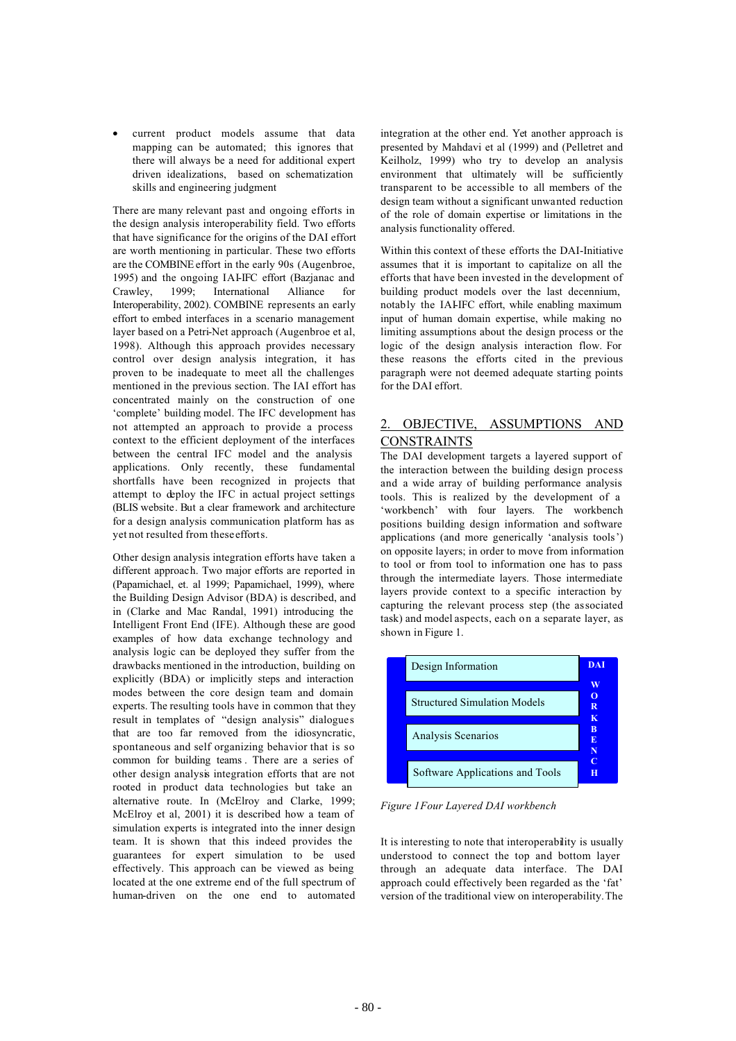- current product models assume that data mapping can be automated; this ignores that there will always be a need for additional expert driven idealizations, based on schematization skills and engineering judgment

There are many relevant past and ongoing efforts in the design analysis interoperability field. Two efforts that have significance for the origins of the DAI effort are worth mentioning in particular. These two efforts are the COMBINE effort in the early 90s (Augenbroe, 1995) and the ongoing IAI-IFC effort (Bazjanac and Crawley, 1999; International Alliance for Interoperability, 2002). COMBINE represents an early effort to embed interfaces in a scenario management layer based on a Petri-Net approach (Augenbroe et al, 1998). Although this approach provides necessary control over design analysis integration, it has proven to be inadequate to meet all the challenges mentioned in the previous section. The IAI effort has concentrated mainly on the construction of one 'complete' building model. The IFC development has not attempted an approach to provide a process context to the efficient deployment of the interfaces between the central IFC model and the analysis applications. Only recently, these fundamental shortfalls have been recognized in projects that attempt to deploy the IFC in actual project settings (BLIS website. But a clear framework and architecture for a design analysis communication platform has as yet not resulted from these efforts.

Other design analysis integration efforts have taken a different approach. Two major efforts are reported in (Papamichael, et. al 1999; Papamichael, 1999), where the Building Design Advisor (BDA) is described, and in (Clarke and Mac Randal, 1991) introducing the Intelligent Front End (IFE). Although these are good examples of how data exchange technology and analysis logic can be deployed they suffer from the drawbacks mentioned in the introduction, building on explicitly (BDA) or implicitly steps and interaction modes between the core design team and domain experts. The resulting tools have in common that they result in templates of "design analysis" dialogues that are too far removed from the idiosyncratic, spontaneous and self organizing behavior that is so common for building teams. There are a series of other design analysis integration efforts that are not rooted in product data technologies but take an alternative route. In (McElroy and Clarke, 1999; McElroy et al, 2001) it is described how a team of simulation experts is integrated into the inner design team. It is shown that this indeed provides the guarantees for expert simulation to be used effectively. This approach can be viewed as being located at the one extreme end of the full spectrum of human-driven on the one end to automated integration at the other end. Yet another approach is presented by Mahdavi et al (1999) and (Pelletret and Keilholz, 1999) who try to develop an analysis environment that ultimately will be sufficiently transparent to be accessible to all members of the design team without a significant unwanted reduction of the role of domain expertise or limitations in the analysis functionality offered.

Within this context of these efforts the DAI-Initiative assumes that it is important to capitalize on all the efforts that have been invested in the development of building product models over the last decennium, notably the IAI-IFC effort, while enabling maximum input of human domain expertise, while making no limiting assumptions about the design process or the logic of the design analysis interaction flow. For these reasons the efforts cited in the previous paragraph were not deemed adequate starting points for the DAI effort.

## 2. OBJECTIVE, ASSUMPTIONS AND CONSTRAINTS

The DAI development targets a layered support of the interaction between the building design process and a wide array of building performance analysis tools. This is realized by the development of a 'workbench' with four layers. The workbench positions building design information and software applications (and more generically 'analysis tools') on opposite layers; in order to move from information to tool or from tool to information one has to pass through the intermediate layers. Those intermediate layers provide context to a specific interaction by capturing the relevant process step (the associated task) and model aspects, each on a separate layer, as shown in Figure 1.

| DAI WORKBENCH |
| --- |
| Design Information |
| Structured Simulation Models |
| Analysis Scenarios |
| Software Applications and Tools |

*Figure 1 Four Layered DAI workbench*

It is interesting to note that interoperability is usually understood to connect the top and bottom layer through an adequate data interface. The DAI approach could effectively been regarded as the 'fat' version of the traditional view on interoperability. The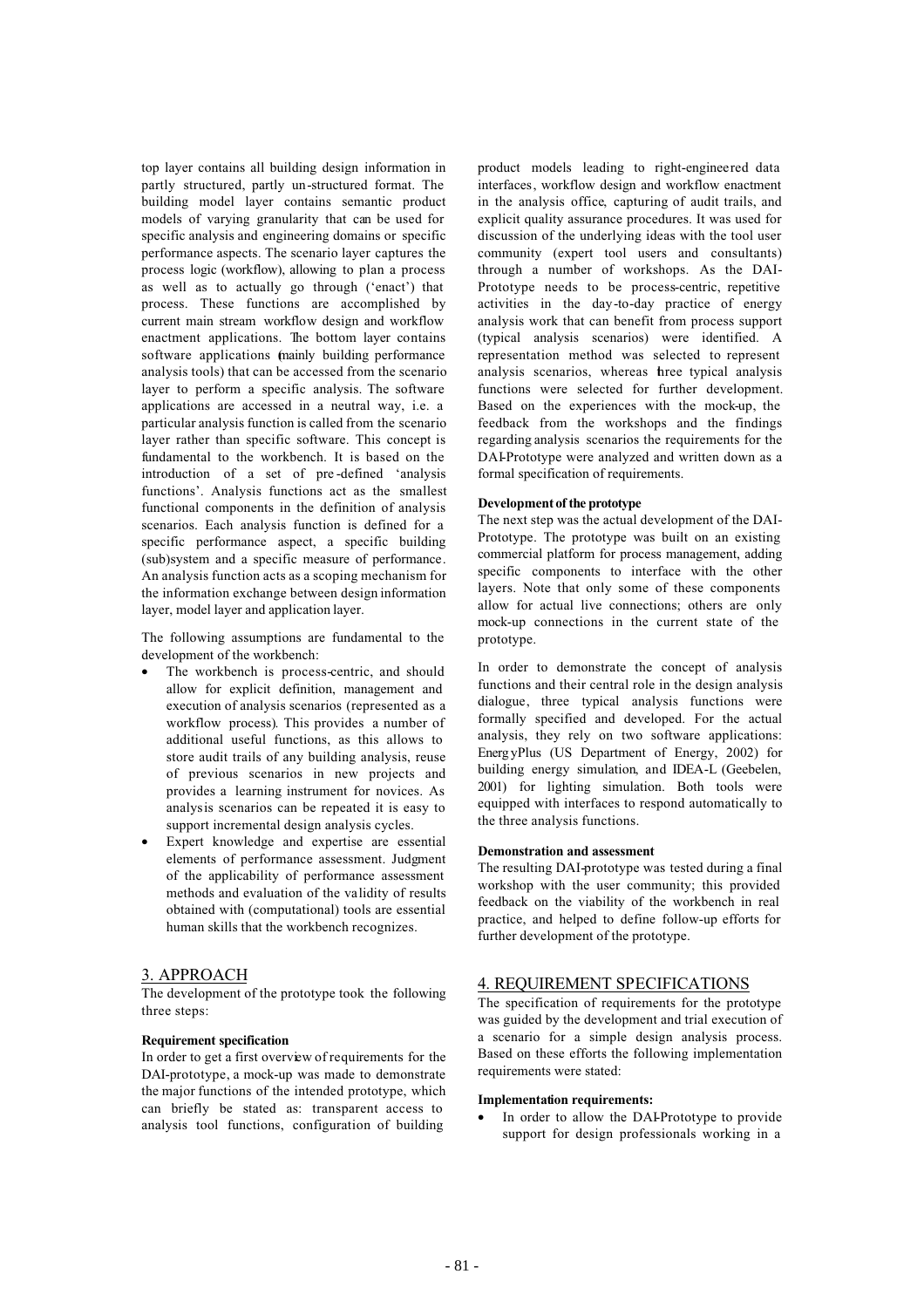top layer contains all building design information in partly structured, partly un-structured format. The building model layer contains semantic product models of varying granularity that can be used for specific analysis and engineering domains or specific performance aspects. The scenario layer captures the process logic (workflow), allowing to plan a process as well as to actually go through ('enact') that process. These functions are accomplished by current main stream workflow design and workflow enactment applications. The bottom layer contains software applications (mainly building performance analysis tools) that can be accessed from the scenario layer to perform a specific analysis. The software applications are accessed in a neutral way, i.e. a particular analysis function is called from the scenario layer rather than specific software. This concept is fundamental to the workbench. It is based on the introduction of a set of pre-defined 'analysis functions'. Analysis functions act as the smallest functional components in the definition of analysis scenarios. Each analysis function is defined for a specific performance aspect, a specific building (sub)system and a specific measure of performance. An analysis function acts as a scoping mechanism for the information exchange between design information layer, model layer and application layer.

The following assumptions are fundamental to the development of the workbench:

- The workbench is process-centric, and should allow for explicit definition, management and execution of analysis scenarios (represented as a workflow process). This provides a number of additional useful functions, as this allows to store audit trails of any building analysis, reuse of previous scenarios in new projects and provides a learning instrument for novices. As analysis scenarios can be repeated it is easy to support incremental design analysis cycles.
- Expert knowledge and expertise are essential elements of performance assessment. Judgment of the applicability of performance assessment methods and evaluation of the validity of results obtained with (computational) tools are essential human skills that the workbench recognizes.

## 3. APPROACH

The development of the prototype took the following three steps:

**Requirement specification**

In order to get a first overview of requirements for the DAI-prototype, a mock-up was made to demonstrate the major functions of the intended prototype, which can briefly be stated as: transparent access to analysis tool functions, configuration of building product models leading to right-engineered data interfaces, workflow design and workflow enactment in the analysis office, capturing of audit trails, and explicit quality assurance procedures. It was used for discussion of the underlying ideas with the tool user community (expert tool users and consultants) through a number of workshops. As the DAI-Prototype needs to be process-centric, repetitive activities in the day-to-day practice of energy analysis work that can benefit from process support (typical analysis scenarios) were identified. A representation method was selected to represent analysis scenarios, whereas three typical analysis functions were selected for further development. Based on the experiences with the mock-up, the feedback from the workshops and the findings regarding analysis scenarios the requirements for the DAI-Prototype were analyzed and written down as a formal specification of requirements.

**Development of the prototype**

The next step was the actual development of the DAI-Prototype. The prototype was built on an existing commercial platform for process management, adding specific components to interface with the other layers. Note that only some of these components allow for actual live connections; others are only mock-up connections in the current state of the prototype.

In order to demonstrate the concept of analysis functions and their central role in the design analysis dialogue, three typical analysis functions were formally specified and developed. For the actual analysis, they rely on two software applications: EnergyPlus (US Department of Energy, 2002) for building energy simulation, and IDEA-L (Geebelen, 2001) for lighting simulation. Both tools were equipped with interfaces to respond automatically to the three analysis functions.

**Demonstration and assessment**

The resulting DAI-prototype was tested during a final workshop with the user community; this provided feedback on the viability of the workbench in real practice, and helped to define follow-up efforts for further development of the prototype.

## 4. REQUIREMENT SPECIFICATIONS

The specification of requirements for the prototype was guided by the development and trial execution of a scenario for a simple design analysis process. Based on these efforts the following implementation requirements were stated:

**Implementation requirements:**

- In order to allow the DAI-Prototype to provide support for design professionals working in a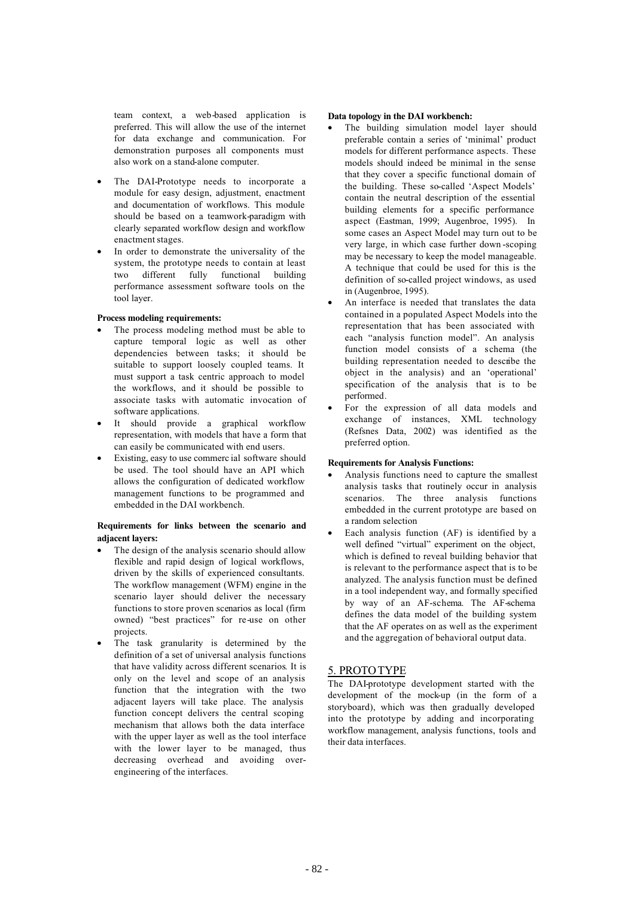team context, a web-based application is preferred. This will allow the use of the internet for data exchange and communication. For demonstration purposes all components must also work on a stand-alone computer.

- The DAI-Prototype needs to incorporate a module for easy design, adjustment, enactment and documentation of workflows. This module should be based on a teamwork-paradigm with clearly separated workflow design and workflow enactment stages.
- In order to demonstrate the universality of the system, the prototype needs to contain at least two different fully functional building performance assessment software tools on the tool layer.

**Process modeling requirements:**

- The process modeling method must be able to capture temporal logic as well as other dependencies between tasks; it should be suitable to support loosely coupled teams. It must support a task centric approach to model the workflows, and it should be possible to associate tasks with automatic invocation of software applications.
- It should provide a graphical workflow representation, with models that have a form that can easily be communicated with end users.
- Existing, easy to use commerc ial software should be used. The tool should have an API which allows the configuration of dedicated workflow management functions to be programmed and embedded in the DAI workbench.

**Requirements for links between the scenario and adjacent layers:**

- The design of the analysis scenario should allow flexible and rapid design of logical workflows, driven by the skills of experienced consultants. The workflow management (WFM) engine in the scenario layer should deliver the necessary functions to store proven scenarios as local (firm owned) "best practices" for re-use on other projects.
- The task granularity is determined by the definition of a set of universal analysis functions that have validity across different scenarios. It is only on the level and scope of an analysis function that the integration with the two adjacent layers will take place. The analysis function concept delivers the central scoping mechanism that allows both the data interface with the upper layer as well as the tool interface with the lower layer to be managed, thus decreasing overhead and avoiding over-engineering of the interfaces.

**Data topology in the DAI workbench:**

- The building simulation model layer should preferable contain a series of 'minimal' product models for different performance aspects. These models should indeed be minimal in the sense that they cover a specific functional domain of the building. These so-called 'Aspect Models' contain the neutral description of the essential building elements for a specific performance aspect (Eastman, 1999; Augenbroe, 1995). In some cases an Aspect Model may turn out to be very large, in which case further down-scoping may be necessary to keep the model manageable. A technique that could be used for this is the definition of so-called project windows, as used in (Augenbroe, 1995).
- An interface is needed that translates the data contained in a populated Aspect Models into the representation that has been associated with each "analysis function model". An analysis function model consists of a schema (the building representation needed to describe the object in the analysis) and an 'operational' specification of the analysis that is to be performed.
- For the expression of all data models and exchange of instances, XML technology (Refsnes Data, 2002) was identified as the preferred option.

**Requirements for Analysis Functions:**

- Analysis functions need to capture the smallest analysis tasks that routinely occur in analysis scenarios. The three analysis functions embedded in the current prototype are based on a random selection
- Each analysis function (AF) is identified by a well defined "virtual" experiment on the object, which is defined to reveal building behavior that is relevant to the performance aspect that is to be analyzed. The analysis function must be defined in a tool independent way, and formally specified by way of an AF-schema. The AF-schema defines the data model of the building system that the AF operates on as well as the experiment and the aggregation of behavioral output data.

## 5. PROTOTYPE

The DAI-prototype development started with the development of the mock-up (in the form of a storyboard), which was then gradually developed into the prototype by adding and incorporating workflow management, analysis functions, tools and their data interfaces.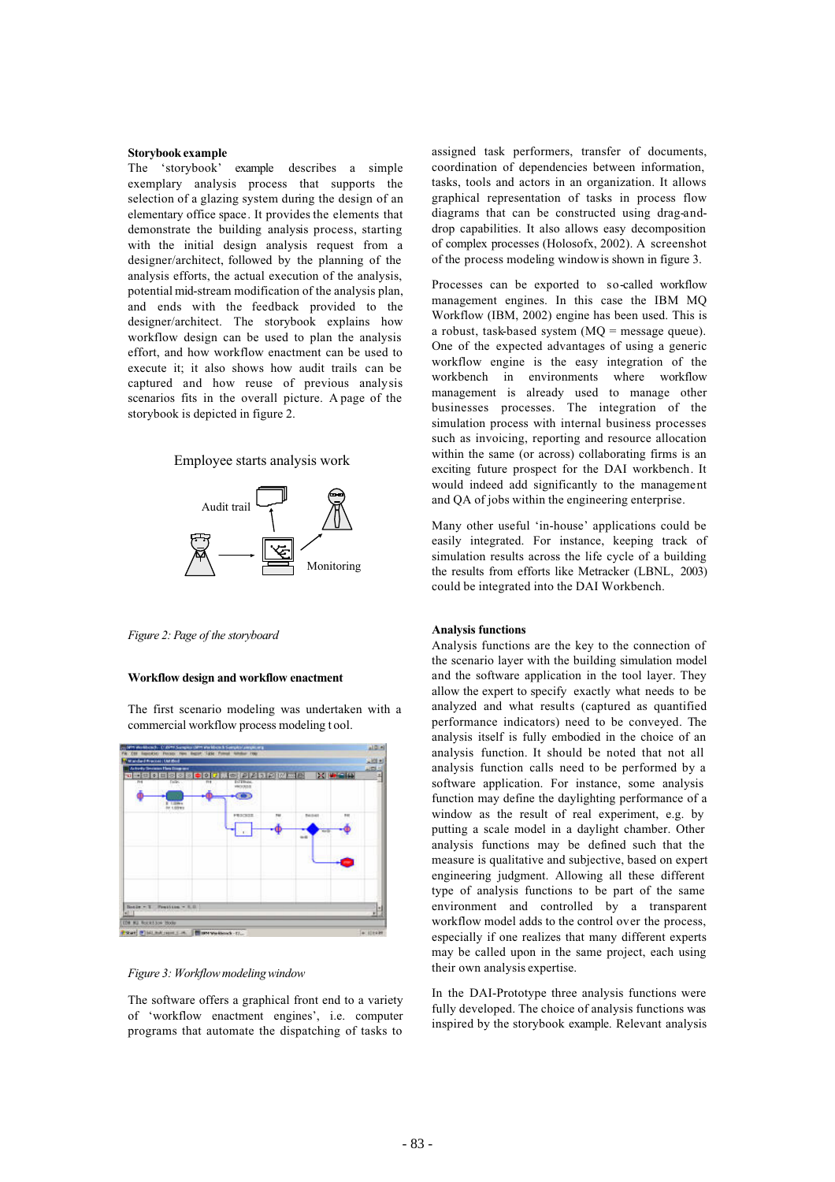**Storybook example**

The 'storybook' example describes a simple exemplary analysis process that supports the selection of a glazing system during the design of an elementary office space. It provides the elements that demonstrate the building analysis process, starting with the initial design analysis request from a designer/architect, followed by the planning of the analysis efforts, the actual execution of the analysis, potential mid-stream modification of the analysis plan, and ends with the feedback provided to the designer/architect. The storybook explains how workflow design can be used to plan the analysis effort, and how workflow enactment can be used to execute it; it also shows how audit trails can be captured and how reuse of previous analysis scenarios fits in the overall picture. A page of the storybook is depicted in figure 2.

Employee starts analysis work

Audit trail

Monitoring

*Figure 2: Page of the storyboard*

**Workflow design and workflow enactment**

The first scenario modeling was undertaken with a commercial workflow process modeling tool.

*Figure 3: Workflow modeling window*

The software offers a graphical front end to a variety of 'workflow enactment engines', i.e. computer programs that automate the dispatching of tasks to assigned task performers, transfer of documents, coordination of dependencies between information, tasks, tools and actors in an organization. It allows graphical representation of tasks in process flow diagrams that can be constructed using drag-and-drop capabilities. It also allows easy decomposition of complex processes (Holosofx, 2002). A screenshot of the process modeling window is shown in figure 3.

Processes can be exported to so-called workflow management engines. In this case the IBM MQ Workflow (IBM, 2002) engine has been used. This is a robust, task-based system (MQ = message queue). One of the expected advantages of using a generic workflow engine is the easy integration of the workbench in environments where workflow management is already used to manage other businesses processes. The integration of the simulation process with internal business processes such as invoicing, reporting and resource allocation within the same (or across) collaborating firms is an exciting future prospect for the DAI workbench. It would indeed add significantly to the management and QA of jobs within the engineering enterprise.

Many other useful 'in-house' applications could be easily integrated. For instance, keeping track of simulation results across the life cycle of a building the results from efforts like Metracker (LBNL, 2003) could be integrated into the DAI Workbench.

**Analysis functions**

Analysis functions are the key to the connection of the scenario layer with the building simulation model and the software application in the tool layer. They allow the expert to specify exactly what needs to be analyzed and what results (captured as quantified performance indicators) need to be conveyed. The analysis itself is fully embodied in the choice of an analysis function. It should be noted that not all analysis function calls need to be performed by a software application. For instance, some analysis function may define the daylighting performance of a window as the result of real experiment, e.g. by putting a scale model in a daylight chamber. Other analysis functions may be defined such that the measure is qualitative and subjective, based on expert engineering judgment. Allowing all these different type of analysis functions to be part of the same environment and controlled by a transparent workflow model adds to the control over the process, especially if one realizes that many different experts may be called upon in the same project, each using their own analysis expertise.

In the DAI-Prototype three analysis functions were fully developed. The choice of analysis functions was inspired by the storybook example. Relevant analysis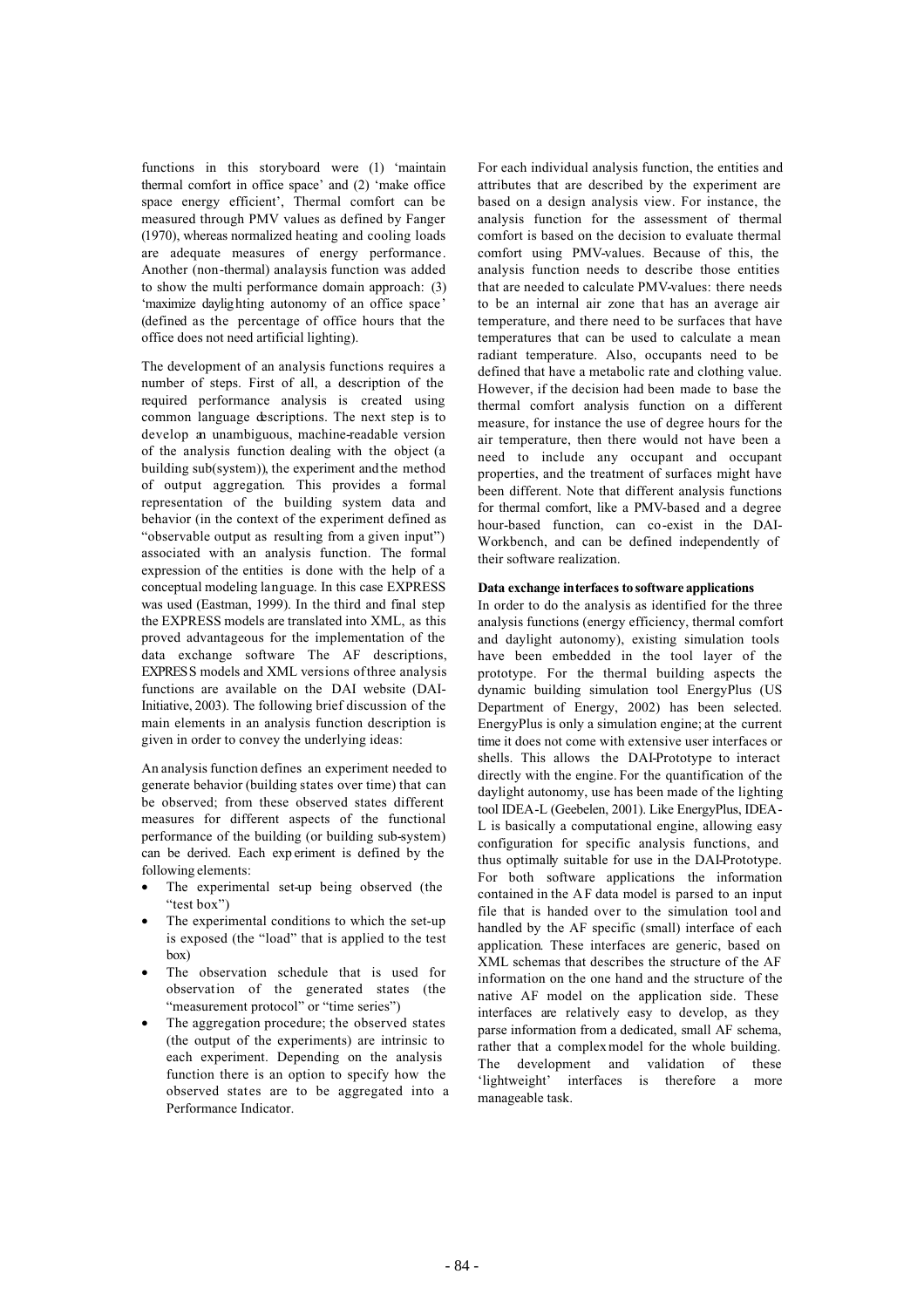functions in this storyboard were (1) 'maintain thermal comfort in office space' and (2) 'make office space energy efficient', Thermal comfort can be measured through PMV values as defined by Fanger (1970), whereas normalized heating and cooling loads are adequate measures of energy performance. Another (non-thermal) analaysis function was added to show the multi performance domain approach: (3) 'maximize daylighting autonomy of an office space' (defined as the percentage of office hours that the office does not need artificial lighting).

The development of an analysis functions requires a number of steps. First of all, a description of the required performance analysis is created using common language descriptions. The next step is to develop an unambiguous, machine-readable version of the analysis function dealing with the object (a building sub(system)), the experiment and the method of output aggregation. This provides a formal representation of the building system data and behavior (in the context of the experiment defined as "observable output as resulting from a given input") associated with an analysis function. The formal expression of the entities is done with the help of a conceptual modeling language. In this case EXPRESS was used (Eastman, 1999). In the third and final step the EXPRESS models are translated into XML, as this proved advantageous for the implementation of the data exchange software The AF descriptions, EXPRESS models and XML versions of three analysis functions are available on the DAI website (DAI-Initiative, 2003). The following brief discussion of the main elements in an analysis function description is given in order to convey the underlying ideas:

An analysis function defines an experiment needed to generate behavior (building states over time) that can be observed; from these observed states different measures for different aspects of the functional performance of the building (or building sub-system) can be derived. Each experiment is defined by the following elements:

- The experimental set-up being observed (the "test box")
- The experimental conditions to which the set-up is exposed (the "load" that is applied to the test box)
- The observation schedule that is used for observation of the generated states (the "measurement protocol" or "time series")
- The aggregation procedure; the observed states (the output of the experiments) are intrinsic to each experiment. Depending on the analysis function there is an option to specify how the observed states are to be aggregated into a Performance Indicator.

For each individual analysis function, the entities and attributes that are described by the experiment are based on a design analysis view. For instance, the analysis function for the assessment of thermal comfort is based on the decision to evaluate thermal comfort using PMV-values. Because of this, the analysis function needs to describe those entities that are needed to calculate PMV-values: there needs to be an internal air zone that has an average air temperature, and there need to be surfaces that have temperatures that can be used to calculate a mean radiant temperature. Also, occupants need to be defined that have a metabolic rate and clothing value. However, if the decision had been made to base the thermal comfort analysis function on a different measure, for instance the use of degree hours for the air temperature, then there would not have been a need to include any occupant and occupant properties, and the treatment of surfaces might have been different. Note that different analysis functions for thermal comfort, like a PMV-based and a degree hour-based function, can co-exist in the DAI-Workbench, and can be defined independently of their software realization.

**Data exchange interfaces to software applications**

In order to do the analysis as identified for the three analysis functions (energy efficiency, thermal comfort and daylight autonomy), existing simulation tools have been embedded in the tool layer of the prototype. For the thermal building aspects the dynamic building simulation tool EnergyPlus (US Department of Energy, 2002) has been selected. EnergyPlus is only a simulation engine; at the current time it does not come with extensive user interfaces or shells. This allows the DAI-Prototype to interact directly with the engine. For the quantification of the daylight autonomy, use has been made of the lighting tool IDEA-L (Geebelen, 2001). Like EnergyPlus, IDEA-L is basically a computational engine, allowing easy configuration for specific analysis functions, and thus optimally suitable for use in the DAI-Prototype. For both software applications the information contained in the AF data model is parsed to an input file that is handed over to the simulation tool and handled by the AF specific (small) interface of each application. These interfaces are generic, based on XML schemas that describes the structure of the AF information on the one hand and the structure of the native AF model on the application side. These interfaces are relatively easy to develop, as they parse information from a dedicated, small AF schema, rather that a complex model for the whole building. The development and validation of these 'lightweight' interfaces is therefore a more manageable task.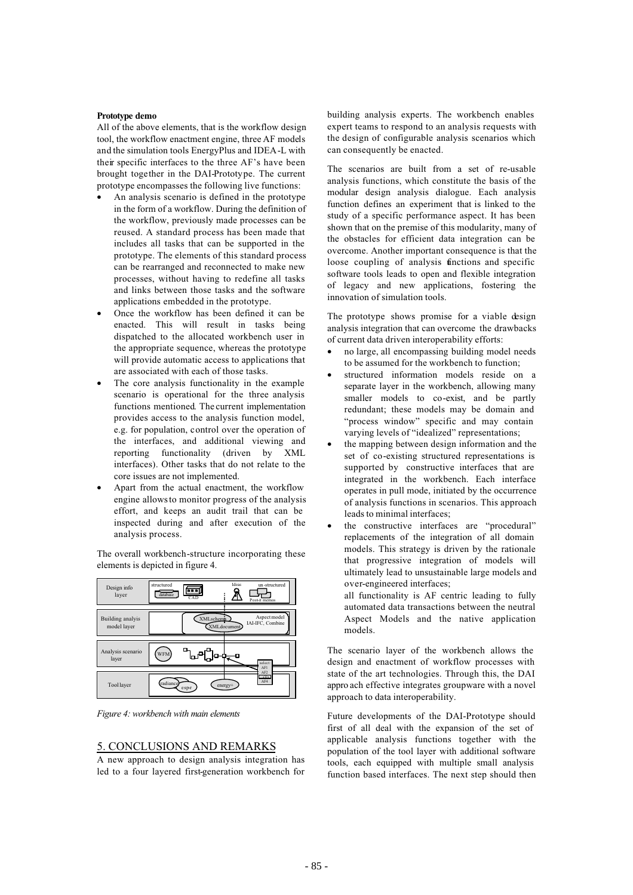**Prototype demo**

All of the above elements, that is the workflow design tool, the workflow enactment engine, three AF models and the simulation tools EnergyPlus and IDEA-L with their specific interfaces to the three AF's have been brought together in the DAI-Prototype. The current prototype encompasses the following live functions:

- An analysis scenario is defined in the prototype in the form of a workflow. During the definition of the workflow, previously made processes can be reused. A standard process has been made that includes all tasks that can be supported in the prototype. The elements of this standard process can be rearranged and reconnected to make new processes, without having to redefine all tasks and links between those tasks and the software applications embedded in the prototype.
- Once the workflow has been defined it can be enacted. This will result in tasks being dispatched to the allocated workbench user in the appropriate sequence, whereas the prototype will provide automatic access to applications that are associated with each of those tasks.
- The core analysis functionality in the example scenario is operational for the three analysis functions mentioned. The current implementation provides access to the analysis function model, e.g. for population, control over the operation of the interfaces, and additional viewing and reporting functionality (driven by XML interfaces). Other tasks that do not relate to the core issues are not implemented.
- Apart from the actual enactment, the workflow engine allows to monitor progress of the analysis effort, and keeps an audit trail that can be inspected during and after execution of the analysis process.

The overall workbench-structure incorporating these elements is depicted in figure 4.

*Figure 4: workbench with main elements*

## 5. CONCLUSIONS AND REMARKS

A new approach to design analysis integration has led to a four layered first-generation workbench for building analysis experts. The workbench enables expert teams to respond to an analysis requests with the design of configurable analysis scenarios which can consequently be enacted.

The scenarios are built from a set of re-usable analysis functions, which constitute the basis of the modular design analysis dialogue. Each analysis function defines an experiment that is linked to the study of a specific performance aspect. It has been shown that on the premise of this modularity, many of the obstacles for efficient data integration can be overcome. Another important consequence is that the loose coupling of analysis functions and specific software tools leads to open and flexible integration of legacy and new applications, fostering the innovation of simulation tools.

The prototype shows promise for a viable design analysis integration that can overcome the drawbacks of current data driven interoperability efforts:

- no large, all encompassing building model needs to be assumed for the workbench to function;
- structured information models reside on a separate layer in the workbench, allowing many smaller models to co-exist, and be partly redundant; these models may be domain and "process window" specific and may contain varying levels of "idealized" representations;
- the mapping between design information and the set of co-existing structured representations is supported by constructive interfaces that are integrated in the workbench. Each interface operates in pull mode, initiated by the occurrence of analysis functions in scenarios. This approach leads to minimal interfaces;
- the constructive interfaces are "procedural" replacements of the integration of all domain models. This strategy is driven by the rationale that progressive integration of models will ultimately lead to unsustainable large models and over-engineered interfaces;

  all functionality is AF centric leading to fully automated data transactions between the neutral Aspect Models and the native application models.

The scenario layer of the workbench allows the design and enactment of workflow processes with state of the art technologies. Through this, the DAI approach effective integrates groupware with a novel approach to data interoperability.

Future developments of the DAI-Prototype should first of all deal with the expansion of the set of applicable analysis functions together with the population of the tool layer with additional software tools, each equipped with multiple small analysis function based interfaces. The next step should then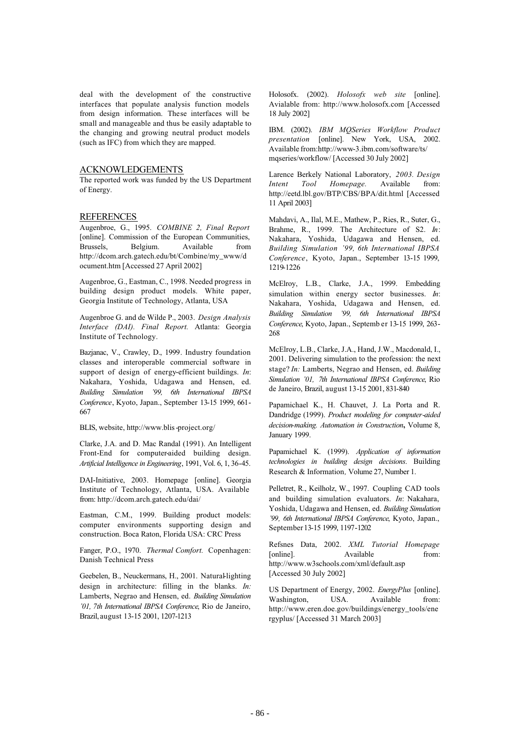deal with the development of the constructive interfaces that populate analysis function models from design information. These interfaces will be small and manageable and thus be easily adaptable to the changing and growing neutral product models (such as IFC) from which they are mapped.

## ACKNOWLEDGEMENTS

The reported work was funded by the US Department of Energy.

## REFERENCES

Augenbroe, G., 1995. *COMBINE 2, Final Report* [online]. Commission of the European Communities, Brussels, Belgium. Available from http://dcom.arch.gatech.edu/bt/Combine/my_www/document.htm [Accessed 27 April 2002]

Augenbroe, G., Eastman, C., 1998. Needed progress in building design product models. White paper, Georgia Institute of Technology, Atlanta, USA

Augenbroe G. and de Wilde P., 2003. *Design Analysis Interface (DAI). Final Report.* Atlanta: Georgia Institute of Technology.

Bazjanac, V., Crawley, D., 1999. Industry foundation classes and interoperable commercial software in support of design of energy-efficient buildings. *In*: Nakahara, Yoshida, Udagawa and Hensen, ed. *Building Simulation '99, 6th International IBPSA Conference*, Kyoto, Japan., September 13-15 1999, 661-667

BLIS, website, http://www.blis-project.org/

Clarke, J.A. and D. Mac Randal (1991). An Intelligent Front-End for computer-aided building design. *Artificial Intelligence in Engineering*, 1991, Vol. 6, 1, 36-45.

DAI-Initiative, 2003. Homepage [online]. Georgia Institute of Technology, Atlanta, USA. Available from: http://dcom.arch.gatech.edu/dai/

Eastman, C.M., 1999. Building product models: computer environments supporting design and construction. Boca Raton, Florida USA: CRC Press

Fanger, P.O., 1970. *Thermal Comfort.* Copenhagen: Danish Technical Press

Geebelen, B., Neuckermans, H., 2001. Natural-lighting design in architecture: filling in the blanks. *In:* Lamberts, Negrao and Hensen, ed. *Building Simulation '01, 7th International IBPSA Conference*, Rio de Janeiro, Brazil, august 13-15 2001, 1207-1213

Holosofx. (2002). *Holosofx web site* [online]. Avialable from: http://www.holosofx.com [Accessed 18 July 2002]

IBM. (2002). *IBM MQSeries Workflow Product presentation* [online]. New York, USA, 2002. Available from:http://www-3.ibm.com/software/ts/mqseries/workflow/ [Accessed 30 July 2002]

Larence Berkely National Laboratory, *2003. Design Intent Tool Homepage.* Available from: http://eetd.lbl.gov/BTP/CBS/BPA/dit.html [Accessed 11 April 2003]

Mahdavi, A., Ilal, M.E., Mathew, P., Ries, R., Suter, G., Brahme, R., 1999. The Architecture of S2. *In*: Nakahara, Yoshida, Udagawa and Hensen, ed. *Building Simulation '99, 6th International IBPSA Conference*, Kyoto, Japan., September 13-15 1999, 1219-1226

McElroy, L.B., Clarke, J.A., 1999. Embedding simulation within energy sector businesses. *In*: Nakahara, Yoshida, Udagawa and Hensen, ed. *Building Simulation '99, 6th International IBPSA Conference*, Kyoto, Japan., Septemb er 13-15 1999, 263-268

McElroy, L.B., Clarke, J.A., Hand, J.W., Macdonald, I., 2001. Delivering simulation to the profession: the next stage? *In:* Lamberts, Negrao and Hensen, ed. *Building Simulation '01, 7th International IBPSA Conference*, Rio de Janeiro, Brazil, august 13-15 2001, 831-840

Papamichael K., H. Chauvet, J. La Porta and R. Dandridge (1999). *Product modeling for computer-aided decision-making. Automation in Construction*, Volume 8, January 1999.

Papamichael K. (1999). *Application of information technologies in building design decisions*. Building Research & Information, Volume 27, Number 1.

Pelletret, R., Keilholz, W., 1997. Coupling CAD tools and building simulation evaluators. *In*: Nakahara, Yoshida, Udagawa and Hensen, ed. *Building Simulation '99, 6th International IBPSA Conference*, Kyoto, Japan., September 13-15 1999, 1197-1202

Refsnes Data, 2002. *XML Tutorial Homepage* [online]. Available from: http://www.w3schools.com/xml/default.asp [Accessed 30 July 2002]

US Department of Energy, 2002. *EnergyPlus* [online]. Washington, USA. Available from: http://www.eren.doe.gov/buildings/energy_tools/energyplus/ [Accessed 31 March 2003]